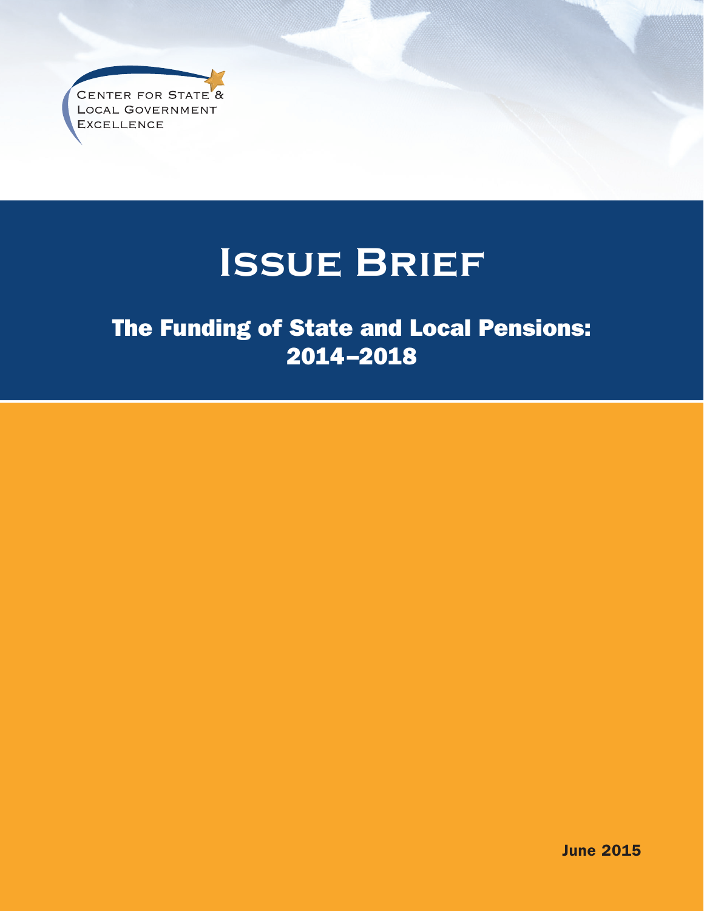Center for State & Local Government Excellence

# Issue Brief

## The Funding of State and Local Pensions: 2014–2018

June 2015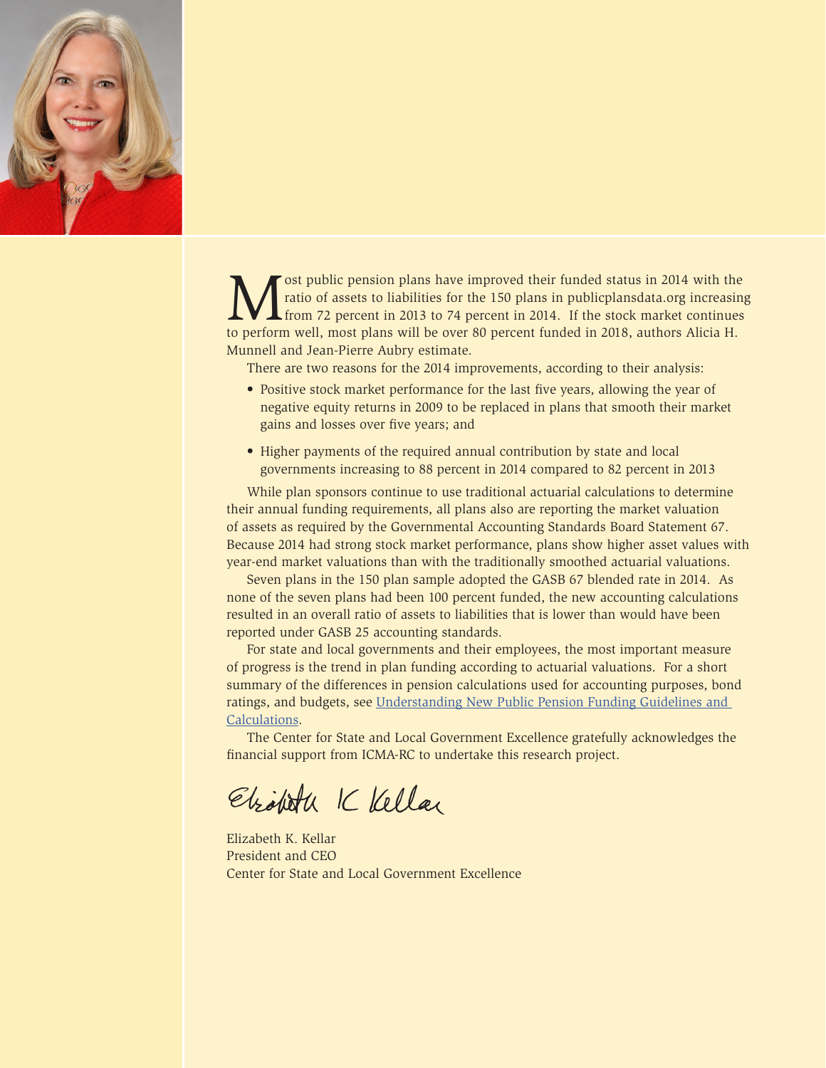Most public pension plans have improved their funded status in 2014 with the ratio of assets to liabilities for the 150 plans in publicplansdata.org increasing from 72 percent in 2013 to 74 percent in 2014. If the stock market continues to perform well, most plans will be over 80 percent funded in 2018, authors Alicia H. Munnell and Jean-Pierre Aubry estimate.

There are two reasons for the 2014 improvements, according to their analysis:

- Positive stock market performance for the last five years, allowing the year of negative equity returns in 2009 to be replaced in plans that smooth their market gains and losses over five years; and
- Higher payments of the required annual contribution by state and local governments increasing to 88 percent in 2014 compared to 82 percent in 2013

While plan sponsors continue to use traditional actuarial calculations to determine their annual funding requirements, all plans also are reporting the market valuation of assets as required by the Governmental Accounting Standards Board Statement 67. Because 2014 had strong stock market performance, plans show higher asset values with year-end market valuations than with the traditionally smoothed actuarial valuations.

Seven plans in the 150 plan sample adopted the GASB 67 blended rate in 2014. As none of the seven plans had been 100 percent funded, the new accounting calculations resulted in an overall ratio of assets to liabilities that is lower than would have been reported under GASB 25 accounting standards.

For state and local governments and their employees, the most important measure of progress is the trend in plan funding according to actuarial valuations. For a short summary of the differences in pension calculations used for accounting purposes, bond ratings, and budgets, see Understanding New Public Pension Funding Guidelines and Calculations.

The Center for State and Local Government Excellence gratefully acknowledges the financial support from ICMA-RC to undertake this research project.

Elizabeth K. Kellar
President and CEO
Center for State and Local Government Excellence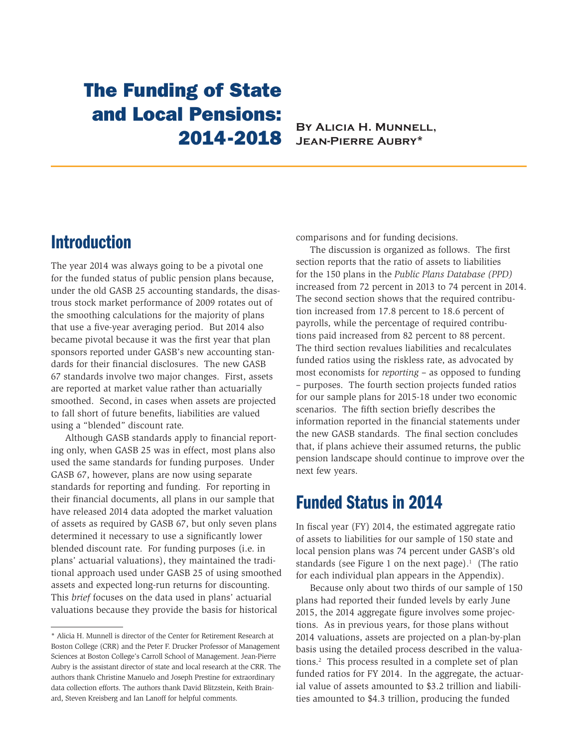# The Funding of State and Local Pensions: 2014-2018

**By Alicia H. Munnell, Jean-Pierre Aubry***

## Introduction

The year 2014 was always going to be a pivotal one for the funded status of public pension plans because, under the old GASB 25 accounting standards, the disastrous stock market performance of 2009 rotates out of the smoothing calculations for the majority of plans that use a five-year averaging period. But 2014 also became pivotal because it was the first year that plan sponsors reported under GASB's new accounting standards for their financial disclosures. The new GASB 67 standards involve two major changes. First, assets are reported at market value rather than actuarially smoothed. Second, in cases when assets are projected to fall short of future benefits, liabilities are valued using a "blended" discount rate.

Although GASB standards apply to financial reporting only, when GASB 25 was in effect, most plans also used the same standards for funding purposes. Under GASB 67, however, plans are now using separate standards for reporting and funding. For reporting in their financial documents, all plans in our sample that have released 2014 data adopted the market valuation of assets as required by GASB 67, but only seven plans determined it necessary to use a significantly lower blended discount rate. For funding purposes (i.e. in plans' actuarial valuations), they maintained the traditional approach used under GASB 25 of using smoothed assets and expected long-run returns for discounting. This *brief* focuses on the data used in plans' actuarial valuations because they provide the basis for historical comparisons and for funding decisions.

The discussion is organized as follows. The first section reports that the ratio of assets to liabilities for the 150 plans in the *Public Plans Database (PPD)* increased from 72 percent in 2013 to 74 percent in 2014. The second section shows that the required contribution increased from 17.8 percent to 18.6 percent of payrolls, while the percentage of required contributions paid increased from 82 percent to 88 percent. The third section revalues liabilities and recalculates funded ratios using the riskless rate, as advocated by most economists for *reporting* – as opposed to funding – purposes. The fourth section projects funded ratios for our sample plans for 2015-18 under two economic scenarios. The fifth section briefly describes the information reported in the financial statements under the new GASB standards. The final section concludes that, if plans achieve their assumed returns, the public pension landscape should continue to improve over the next few years.

## Funded Status in 2014

In fiscal year (FY) 2014, the estimated aggregate ratio of assets to liabilities for our sample of 150 state and local pension plans was 74 percent under GASB's old standards (see Figure 1 on the next page).[1] (The ratio for each individual plan appears in the Appendix).

Because only about two thirds of our sample of 150 plans had reported their funded levels by early June 2015, the 2014 aggregate figure involves some projections. As in previous years, for those plans without 2014 valuations, assets are projected on a plan-by-plan basis using the detailed process described in the valuations.[2] This process resulted in a complete set of plan funded ratios for FY 2014. In the aggregate, the actuarial value of assets amounted to $3.2 trillion and liabilities amounted to $4.3 trillion, producing the funded

---

\* Alicia H. Munnell is director of the Center for Retirement Research at Boston College (CRR) and the Peter F. Drucker Professor of Management Sciences at Boston College's Carroll School of Management. Jean-Pierre Aubry is the assistant director of state and local research at the CRR. The authors thank Christine Manuelo and Joseph Prestine for extraordinary data collection efforts. The authors thank David Blitzstein, Keith Brainard, Steven Kreisberg and Ian Lanoff for helpful comments.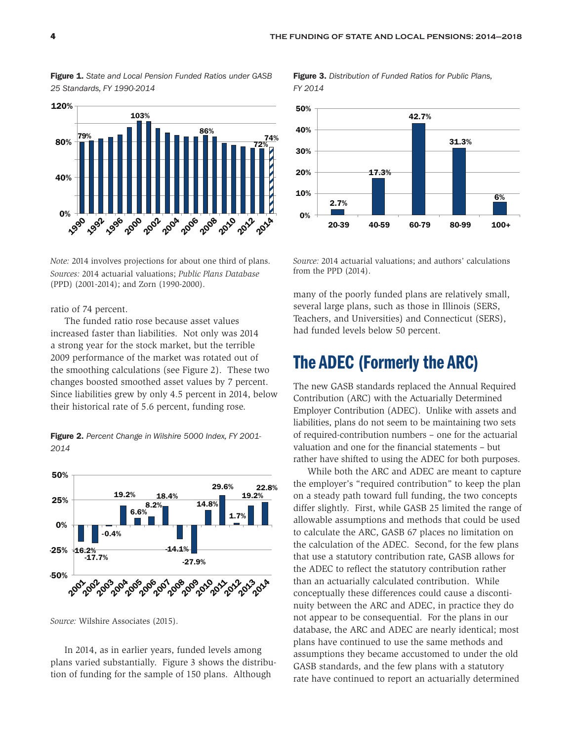**Figure 1.** *State and Local Pension Funded Ratios under GASB 25 Standards, FY 1990-2014*

*Note:* 2014 involves projections for about one third of plans.
*Sources:* 2014 actuarial valuations; *Public Plans Database* (PPD) (2001-2014); and Zorn (1990-2000).

ratio of 74 percent.

The funded ratio rose because asset values increased faster than liabilities. Not only was 2014 a strong year for the stock market, but the terrible 2009 performance of the market was rotated out of the smoothing calculations (see Figure 2). These two changes boosted smoothed asset values by 7 percent. Since liabilities grew by only 4.5 percent in 2014, below their historical rate of 5.6 percent, funding rose.

**Figure 2.** *Percent Change in Wilshire 5000 Index, FY 2001-2014*

*Source:* Wilshire Associates (2015).

In 2014, as in earlier years, funded levels among plans varied substantially. Figure 3 shows the distribution of funding for the sample of 150 plans. Although many of the poorly funded plans are relatively small, several large plans, such as those in Illinois (SERS, Teachers, and Universities) and Connecticut (SERS), had funded levels below 50 percent.

**Figure 3.** *Distribution of Funded Ratios for Public Plans, FY 2014*

*Source:* 2014 actuarial valuations; and authors' calculations from the PPD (2014).

## The ADEC (Formerly the ARC)

The new GASB standards replaced the Annual Required Contribution (ARC) with the Actuarially Determined Employer Contribution (ADEC). Unlike with assets and liabilities, plans do not seem to be maintaining two sets of required-contribution numbers – one for the actuarial valuation and one for the financial statements – but rather have shifted to using the ADEC for both purposes.

While both the ARC and ADEC are meant to capture the employer's "required contribution" to keep the plan on a steady path toward full funding, the two concepts differ slightly. First, while GASB 25 limited the range of allowable assumptions and methods that could be used to calculate the ARC, GASB 67 places no limitation on the calculation of the ADEC. Second, for the few plans that use a statutory contribution rate, GASB allows for the ADEC to reflect the statutory contribution rather than an actuarially calculated contribution. While conceptually these differences could cause a discontinuity between the ARC and ADEC, in practice they do not appear to be consequential. For the plans in our database, the ARC and ADEC are nearly identical; most plans have continued to use the same methods and assumptions they became accustomed to under the old GASB standards, and the few plans with a statutory rate have continued to report an actuarially determined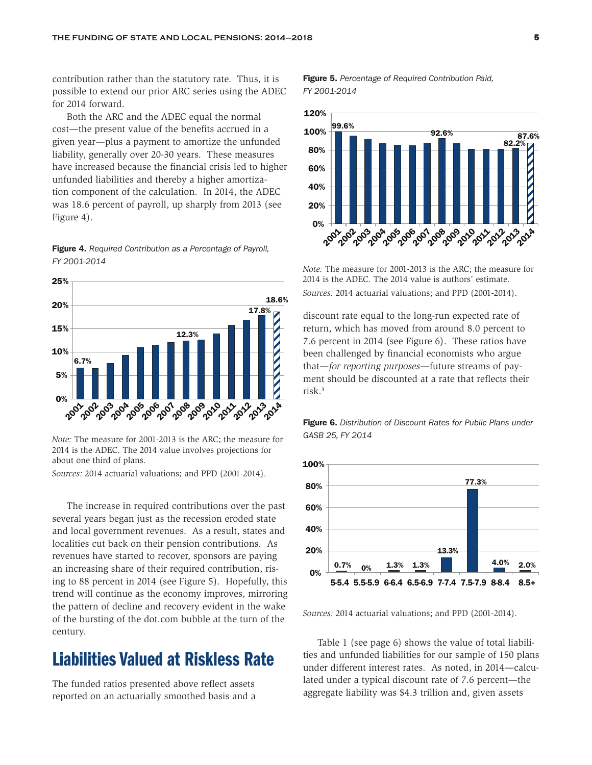contribution rather than the statutory rate. Thus, it is possible to extend our prior ARC series using the ADEC for 2014 forward.

Both the ARC and the ADEC equal the normal cost—the present value of the benefits accrued in a given year—plus a payment to amortize the unfunded liability, generally over 20-30 years. These measures have increased because the financial crisis led to higher unfunded liabilities and thereby a higher amortization component of the calculation. In 2014, the ADEC was 18.6 percent of payroll, up sharply from 2013 (see Figure 4).

**Figure 4.** *Required Contribution as a Percentage of Payroll, FY 2001-2014*

*Note:* The measure for 2001-2013 is the ARC; the measure for 2014 is the ADEC. The 2014 value involves projections for about one third of plans.

*Sources:* 2014 actuarial valuations; and PPD (2001-2014).

The increase in required contributions over the past several years began just as the recession eroded state and local government revenues. As a result, states and localities cut back on their pension contributions. As revenues have started to recover, sponsors are paying an increasing share of their required contribution, rising to 88 percent in 2014 (see Figure 5). Hopefully, this trend will continue as the economy improves, mirroring the pattern of decline and recovery evident in the wake of the bursting of the dot.com bubble at the turn of the century.

**Figure 5.** *Percentage of Required Contribution Paid, FY 2001-2014*

*Note:* The measure for 2001-2013 is the ARC; the measure for 2014 is the ADEC. The 2014 value is authors' estimate.

*Sources:* 2014 actuarial valuations; and PPD (2001-2014).

## Liabilities Valued at Riskless Rate

The funded ratios presented above reflect assets reported on an actuarially smoothed basis and a discount rate equal to the long-run expected rate of return, which has moved from around 8.0 percent to 7.6 percent in 2014 (see Figure 6). These ratios have been challenged by financial economists who argue that—*for reporting purposes*—future streams of payment should be discounted at a rate that reflects their risk.[3]

**Figure 6.** *Distribution of Discount Rates for Public Plans under GASB 25, FY 2014*

*Sources:* 2014 actuarial valuations; and PPD (2001-2014).

Table 1 (see page 6) shows the value of total liabilities and unfunded liabilities for our sample of 150 plans under different interest rates. As noted, in 2014—calculated under a typical discount rate of 7.6 percent—the aggregate liability was $4.3 trillion and, given assets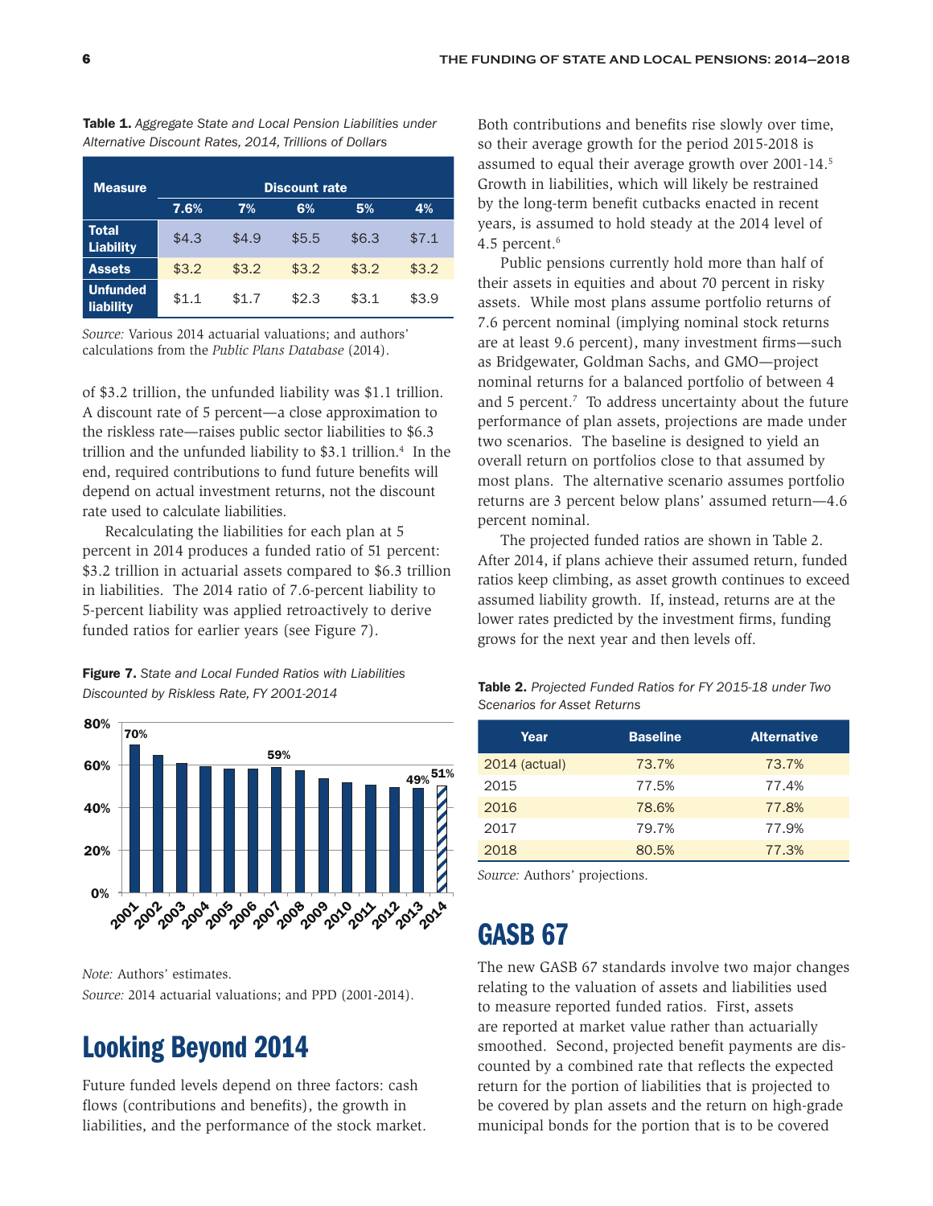**Table 1.** *Aggregate State and Local Pension Liabilities under Alternative Discount Rates, 2014, Trillions of Dollars*

| Measure | Discount rate | | | | |
|---|---|---|---|---|---|
| | 7.6% | 7% | 6% | 5% | 4% |
| Total Liability | $4.3 | $4.9 | $5.5 | $6.3 | $7.1 |
| Assets | $3.2 | $3.2 | $3.2 | $3.2 | $3.2 |
| Unfunded liability | $1.1 | $1.7 | $2.3 | $3.1 | $3.9 |

*Source:* Various 2014 actuarial valuations; and authors' calculations from the *Public Plans Database* (2014).

of $3.2 trillion, the unfunded liability was $1.1 trillion. A discount rate of 5 percent—a close approximation to the riskless rate—raises public sector liabilities to $6.3 trillion and the unfunded liability to $3.1 trillion.[4] In the end, required contributions to fund future benefits will depend on actual investment returns, not the discount rate used to calculate liabilities.

Recalculating the liabilities for each plan at 5 percent in 2014 produces a funded ratio of 51 percent: $3.2 trillion in actuarial assets compared to $6.3 trillion in liabilities. The 2014 ratio of 7.6-percent liability to 5-percent liability was applied retroactively to derive funded ratios for earlier years (see Figure 7).

**Figure 7.** *State and Local Funded Ratios with Liabilities Discounted by Riskless Rate, FY 2001-2014*

| Year | Funded ratio |
|---|---|
| 2001 | 70% |
| 2007 | 59% |
| 2013 | 49% |
| 2014 | 51% |

*Note:* Authors' estimates.

*Source:* 2014 actuarial valuations; and PPD (2001-2014).

## Looking Beyond 2014

Future funded levels depend on three factors: cash flows (contributions and benefits), the growth in liabilities, and the performance of the stock market. Both contributions and benefits rise slowly over time, so their average growth for the period 2015-2018 is assumed to equal their average growth over 2001-14.[5] Growth in liabilities, which will likely be restrained by the long-term benefit cutbacks enacted in recent years, is assumed to hold steady at the 2014 level of 4.5 percent.[6]

Public pensions currently hold more than half of their assets in equities and about 70 percent in risky assets. While most plans assume portfolio returns of 7.6 percent nominal (implying nominal stock returns are at least 9.6 percent), many investment firms—such as Bridgewater, Goldman Sachs, and GMO—project nominal returns for a balanced portfolio of between 4 and 5 percent.[7] To address uncertainty about the future performance of plan assets, projections are made under two scenarios. The baseline is designed to yield an overall return on portfolios close to that assumed by most plans. The alternative scenario assumes portfolio returns are 3 percent below plans' assumed return—4.6 percent nominal.

The projected funded ratios are shown in Table 2. After 2014, if plans achieve their assumed return, funded ratios keep climbing, as asset growth continues to exceed assumed liability growth. If, instead, returns are at the lower rates predicted by the investment firms, funding grows for the next year and then levels off.

**Table 2.** *Projected Funded Ratios for FY 2015-18 under Two Scenarios for Asset Returns*

| Year | Baseline | Alternative |
|---|---|---|
| 2014 (actual) | 73.7% | 73.7% |
| 2015 | 77.5% | 77.4% |
| 2016 | 78.6% | 77.8% |
| 2017 | 79.7% | 77.9% |
| 2018 | 80.5% | 77.3% |

*Source:* Authors' projections.

## GASB 67

The new GASB 67 standards involve two major changes relating to the valuation of assets and liabilities used to measure reported funded ratios. First, assets are reported at market value rather than actuarially smoothed. Second, projected benefit payments are discounted by a combined rate that reflects the expected return for the portion of liabilities that is projected to be covered by plan assets and the return on high-grade municipal bonds for the portion that is to be covered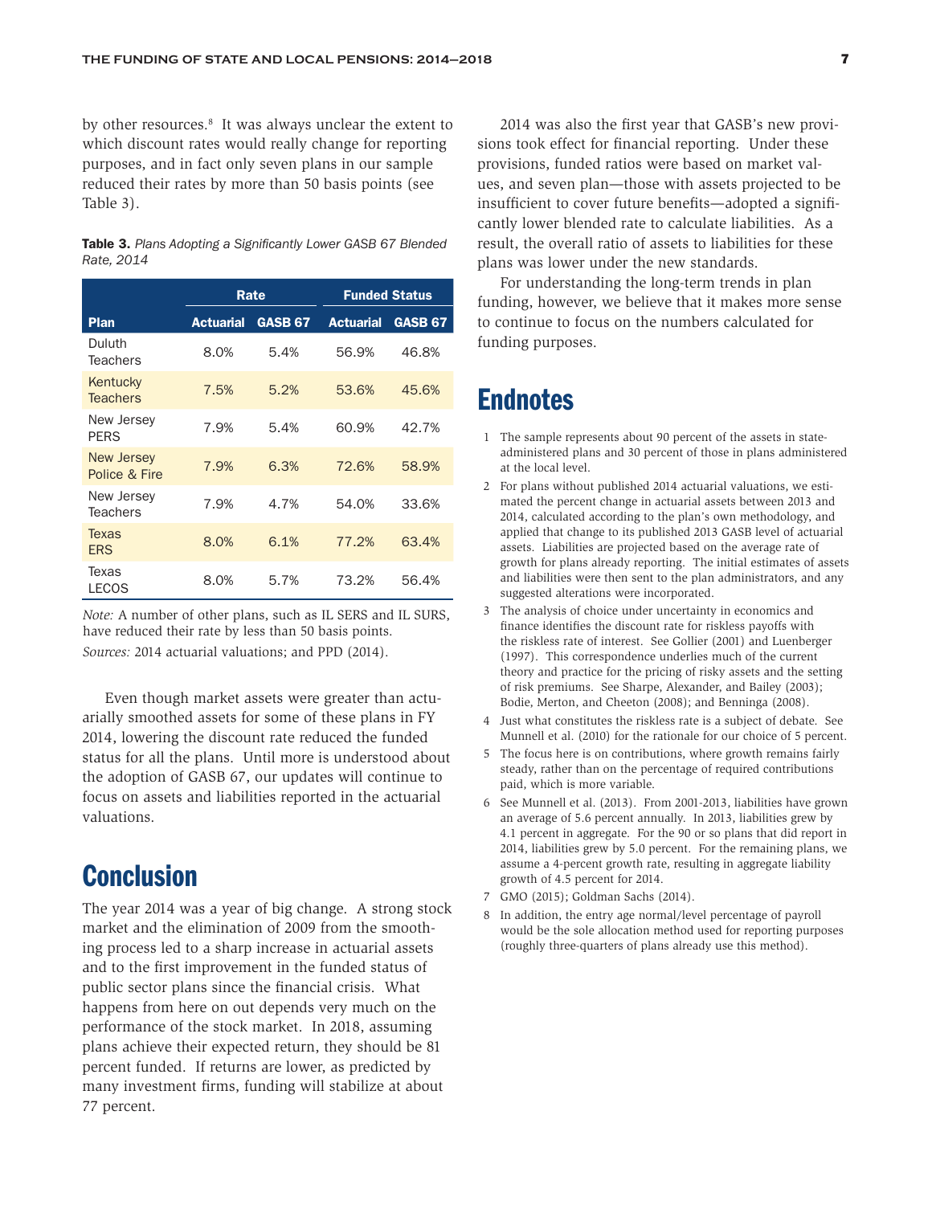by other resources.[8] It was always unclear the extent to which discount rates would really change for reporting purposes, and in fact only seven plans in our sample reduced their rates by more than 50 basis points (see Table 3).

**Table 3.** *Plans Adopting a Significantly Lower GASB 67 Blended Rate, 2014*

| Plan | Rate | | Funded Status | |
|---|---|---|---|---|
| | Actuarial | GASB 67 | Actuarial | GASB 67 |
| Duluth Teachers | 8.0% | 5.4% | 56.9% | 46.8% |
| Kentucky Teachers | 7.5% | 5.2% | 53.6% | 45.6% |
| New Jersey PERS | 7.9% | 5.4% | 60.9% | 42.7% |
| New Jersey Police & Fire | 7.9% | 6.3% | 72.6% | 58.9% |
| New Jersey Teachers | 7.9% | 4.7% | 54.0% | 33.6% |
| Texas ERS | 8.0% | 6.1% | 77.2% | 63.4% |
| Texas LECOS | 8.0% | 5.7% | 73.2% | 56.4% |

*Note:* A number of other plans, such as IL SERS and IL SURS, have reduced their rate by less than 50 basis points.
*Sources:* 2014 actuarial valuations; and PPD (2014).

Even though market assets were greater than actuarially smoothed assets for some of these plans in FY 2014, lowering the discount rate reduced the funded status for all the plans. Until more is understood about the adoption of GASB 67, our updates will continue to focus on assets and liabilities reported in the actuarial valuations.

# Conclusion

The year 2014 was a year of big change. A strong stock market and the elimination of 2009 from the smoothing process led to a sharp increase in actuarial assets and to the first improvement in the funded status of public sector plans since the financial crisis. What happens from here on out depends very much on the performance of the stock market. In 2018, assuming plans achieve their expected return, they should be 81 percent funded. If returns are lower, as predicted by many investment firms, funding will stabilize at about 77 percent.

2014 was also the first year that GASB's new provisions took effect for financial reporting. Under these provisions, funded ratios were based on market values, and seven plan—those with assets projected to be insufficient to cover future benefits—adopted a significantly lower blended rate to calculate liabilities. As a result, the overall ratio of assets to liabilities for these plans was lower under the new standards.

For understanding the long-term trends in plan funding, however, we believe that it makes more sense to continue to focus on the numbers calculated for funding purposes.

# Endnotes

1 The sample represents about 90 percent of the assets in state-administered plans and 30 percent of those in plans administered at the local level.

2 For plans without published 2014 actuarial valuations, we estimated the percent change in actuarial assets between 2013 and 2014, calculated according to the plan's own methodology, and applied that change to its published 2013 GASB level of actuarial assets. Liabilities are projected based on the average rate of growth for plans already reporting. The initial estimates of assets and liabilities were then sent to the plan administrators, and any suggested alterations were incorporated.

3 The analysis of choice under uncertainty in economics and finance identifies the discount rate for riskless payoffs with the riskless rate of interest. See Gollier (2001) and Luenberger (1997). This correspondence underlies much of the current theory and practice for the pricing of risky assets and the setting of risk premiums. See Sharpe, Alexander, and Bailey (2003); Bodie, Merton, and Cheeton (2008); and Benninga (2008).

4 Just what constitutes the riskless rate is a subject of debate. See Munnell et al. (2010) for the rationale for our choice of 5 percent.

5 The focus here is on contributions, where growth remains fairly steady, rather than on the percentage of required contributions paid, which is more variable.

6 See Munnell et al. (2013). From 2001-2013, liabilities have grown an average of 5.6 percent annually. In 2013, liabilities grew by 4.1 percent in aggregate. For the 90 or so plans that did report in 2014, liabilities grew by 5.0 percent. For the remaining plans, we assume a 4-percent growth rate, resulting in aggregate liability growth of 4.5 percent for 2014.

7 GMO (2015); Goldman Sachs (2014).

8 In addition, the entry age normal/level percentage of payroll would be the sole allocation method used for reporting purposes (roughly three-quarters of plans already use this method).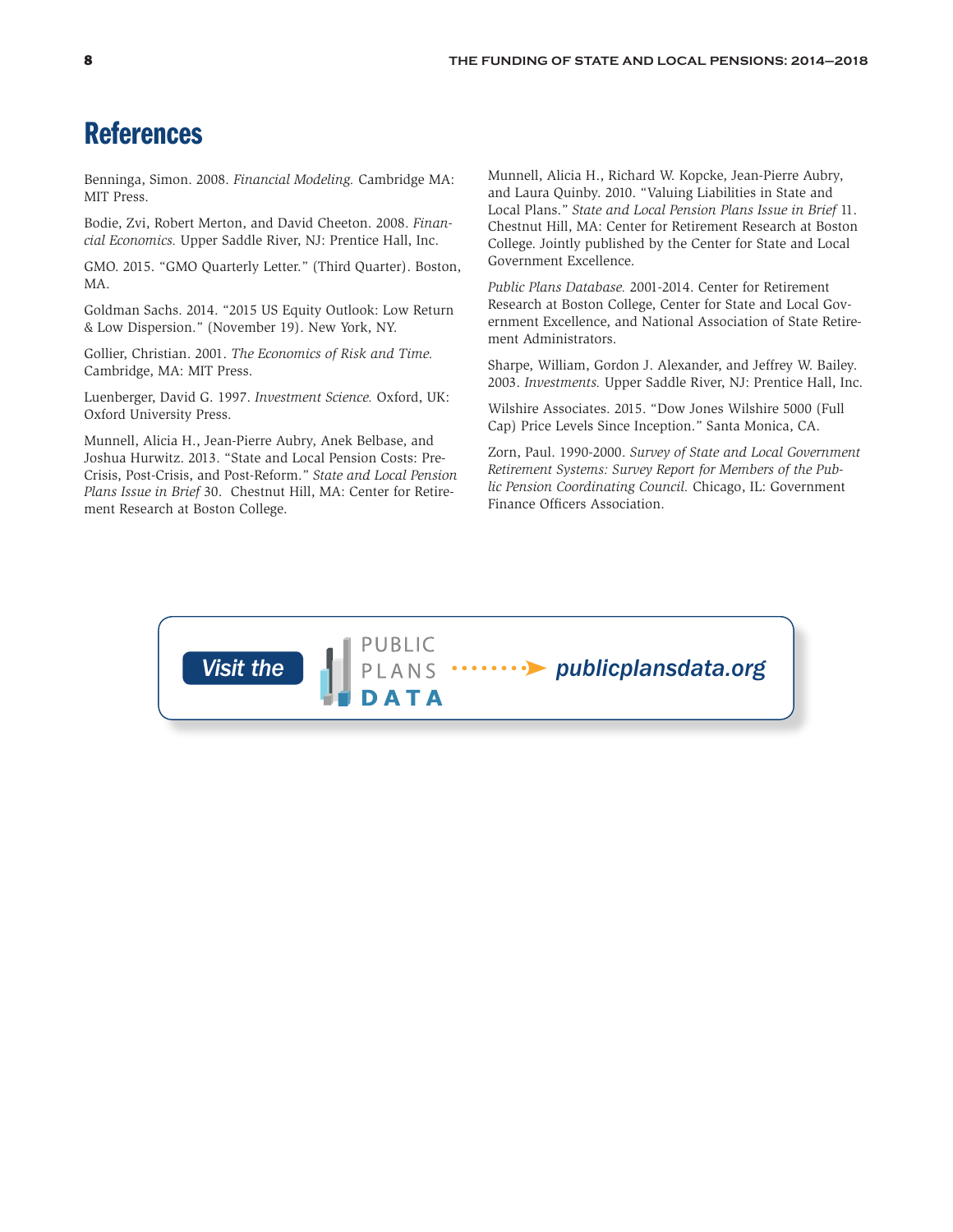# References

Benninga, Simon. 2008. *Financial Modeling.* Cambridge MA: MIT Press.

Bodie, Zvi, Robert Merton, and David Cheeton. 2008. *Financial Economics.* Upper Saddle River, NJ: Prentice Hall, Inc.

GMO. 2015. "GMO Quarterly Letter." (Third Quarter). Boston, MA.

Goldman Sachs. 2014. "2015 US Equity Outlook: Low Return & Low Dispersion." (November 19). New York, NY.

Gollier, Christian. 2001. *The Economics of Risk and Time.* Cambridge, MA: MIT Press.

Luenberger, David G. 1997. *Investment Science.* Oxford, UK: Oxford University Press.

Munnell, Alicia H., Jean-Pierre Aubry, Anek Belbase, and Joshua Hurwitz. 2013. "State and Local Pension Costs: Pre-Crisis, Post-Crisis, and Post-Reform." *State and Local Pension Plans Issue in Brief* 30. Chestnut Hill, MA: Center for Retirement Research at Boston College.

Munnell, Alicia H., Richard W. Kopcke, Jean-Pierre Aubry, and Laura Quinby. 2010. "Valuing Liabilities in State and Local Plans." *State and Local Pension Plans Issue in Brief* 11. Chestnut Hill, MA: Center for Retirement Research at Boston College. Jointly published by the Center for State and Local Government Excellence.

*Public Plans Database.* 2001-2014. Center for Retirement Research at Boston College, Center for State and Local Government Excellence, and National Association of State Retirement Administrators.

Sharpe, William, Gordon J. Alexander, and Jeffrey W. Bailey. 2003. *Investments.* Upper Saddle River, NJ: Prentice Hall, Inc.

Wilshire Associates. 2015. "Dow Jones Wilshire 5000 (Full Cap) Price Levels Since Inception." Santa Monica, CA.

Zorn, Paul. 1990-2000. *Survey of State and Local Government Retirement Systems: Survey Report for Members of the Public Pension Coordinating Council.* Chicago, IL: Government Finance Officers Association.

Visit the PUBLIC PLANS DATA → publicplansdata.org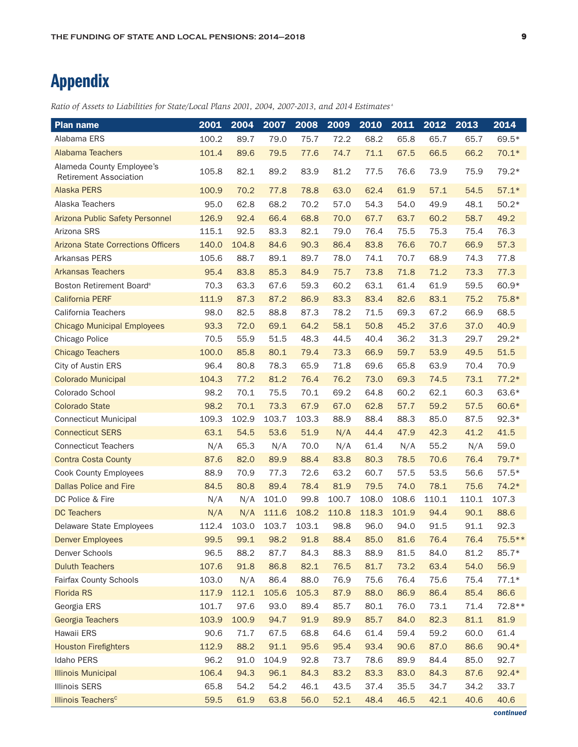# Appendix

*Ratio of Assets to Liabilities for State/Local Plans 2001, 2004, 2007-2013, and 2014 Estimates*[A]

| Plan name | 2001 | 2004 | 2007 | 2008 | 2009 | 2010 | 2011 | 2012 | 2013 | 2014 |
|---|---|---|---|---|---|---|---|---|---|---|
| Alabama ERS | 100.2 | 89.7 | 79.0 | 75.7 | 72.2 | 68.2 | 65.8 | 65.7 | 65.7 | 69.5* |
| Alabama Teachers | 101.4 | 89.6 | 79.5 | 77.6 | 74.7 | 71.1 | 67.5 | 66.5 | 66.2 | 70.1* |
| Alameda County Employee's Retirement Association | 105.8 | 82.1 | 89.2 | 83.9 | 81.2 | 77.5 | 76.6 | 73.9 | 75.9 | 79.2* |
| Alaska PERS | 100.9 | 70.2 | 77.8 | 78.8 | 63.0 | 62.4 | 61.9 | 57.1 | 54.5 | 57.1* |
| Alaska Teachers | 95.0 | 62.8 | 68.2 | 70.2 | 57.0 | 54.3 | 54.0 | 49.9 | 48.1 | 50.2* |
| Arizona Public Safety Personnel | 126.9 | 92.4 | 66.4 | 68.8 | 70.0 | 67.7 | 63.7 | 60.2 | 58.7 | 49.2 |
| Arizona SRS | 115.1 | 92.5 | 83.3 | 82.1 | 79.0 | 76.4 | 75.5 | 75.3 | 75.4 | 76.3 |
| Arizona State Corrections Officers | 140.0 | 104.8 | 84.6 | 90.3 | 86.4 | 83.8 | 76.6 | 70.7 | 66.9 | 57.3 |
| Arkansas PERS | 105.6 | 88.7 | 89.1 | 89.7 | 78.0 | 74.1 | 70.7 | 68.9 | 74.3 | 77.8 |
| Arkansas Teachers | 95.4 | 83.8 | 85.3 | 84.9 | 75.7 | 73.8 | 71.8 | 71.2 | 73.3 | 77.3 |
| Boston Retirement Board[B] | 70.3 | 63.3 | 67.6 | 59.3 | 60.2 | 63.1 | 61.4 | 61.9 | 59.5 | 60.9* |
| California PERF | 111.9 | 87.3 | 87.2 | 86.9 | 83.3 | 83.4 | 82.6 | 83.1 | 75.2 | 75.8* |
| California Teachers | 98.0 | 82.5 | 88.8 | 87.3 | 78.2 | 71.5 | 69.3 | 67.2 | 66.9 | 68.5 |
| Chicago Municipal Employees | 93.3 | 72.0 | 69.1 | 64.2 | 58.1 | 50.8 | 45.2 | 37.6 | 37.0 | 40.9 |
| Chicago Police | 70.5 | 55.9 | 51.5 | 48.3 | 44.5 | 40.4 | 36.2 | 31.3 | 29.7 | 29.2* |
| Chicago Teachers | 100.0 | 85.8 | 80.1 | 79.4 | 73.3 | 66.9 | 59.7 | 53.9 | 49.5 | 51.5 |
| City of Austin ERS | 96.4 | 80.8 | 78.3 | 65.9 | 71.8 | 69.6 | 65.8 | 63.9 | 70.4 | 70.9 |
| Colorado Municipal | 104.3 | 77.2 | 81.2 | 76.4 | 76.2 | 73.0 | 69.3 | 74.5 | 73.1 | 77.2* |
| Colorado School | 98.2 | 70.1 | 75.5 | 70.1 | 69.2 | 64.8 | 60.2 | 62.1 | 60.3 | 63.6* |
| Colorado State | 98.2 | 70.1 | 73.3 | 67.9 | 67.0 | 62.8 | 57.7 | 59.2 | 57.5 | 60.6* |
| Connecticut Municipal | 109.3 | 102.9 | 103.7 | 103.3 | 88.9 | 88.4 | 88.3 | 85.0 | 87.5 | 92.3* |
| Connecticut SERS | 63.1 | 54.5 | 53.6 | 51.9 | N/A | 44.4 | 47.9 | 42.3 | 41.2 | 41.5 |
| Connecticut Teachers | N/A | 65.3 | N/A | 70.0 | N/A | 61.4 | N/A | 55.2 | N/A | 59.0 |
| Contra Costa County | 87.6 | 82.0 | 89.9 | 88.4 | 83.8 | 80.3 | 78.5 | 70.6 | 76.4 | 79.7* |
| Cook County Employees | 88.9 | 70.9 | 77.3 | 72.6 | 63.2 | 60.7 | 57.5 | 53.5 | 56.6 | 57.5* |
| Dallas Police and Fire | 84.5 | 80.8 | 89.4 | 78.4 | 81.9 | 79.5 | 74.0 | 78.1 | 75.6 | 74.2* |
| DC Police & Fire | N/A | N/A | 101.0 | 99.8 | 100.7 | 108.0 | 108.6 | 110.1 | 110.1 | 107.3 |
| DC Teachers | N/A | N/A | 111.6 | 108.2 | 110.8 | 118.3 | 101.9 | 94.4 | 90.1 | 88.6 |
| Delaware State Employees | 112.4 | 103.0 | 103.7 | 103.1 | 98.8 | 96.0 | 94.0 | 91.5 | 91.1 | 92.3 |
| Denver Employees | 99.5 | 99.1 | 98.2 | 91.8 | 88.4 | 85.0 | 81.6 | 76.4 | 76.4 | 75.5** |
| Denver Schools | 96.5 | 88.2 | 87.7 | 84.3 | 88.3 | 88.9 | 81.5 | 84.0 | 81.2 | 85.7* |
| Duluth Teachers | 107.6 | 91.8 | 86.8 | 82.1 | 76.5 | 81.7 | 73.2 | 63.4 | 54.0 | 56.9 |
| Fairfax County Schools | 103.0 | N/A | 86.4 | 88.0 | 76.9 | 75.6 | 76.4 | 75.6 | 75.4 | 77.1* |
| Florida RS | 117.9 | 112.1 | 105.6 | 105.3 | 87.9 | 88.0 | 86.9 | 86.4 | 85.4 | 86.6 |
| Georgia ERS | 101.7 | 97.6 | 93.0 | 89.4 | 85.7 | 80.1 | 76.0 | 73.1 | 71.4 | 72.8** |
| Georgia Teachers | 103.9 | 100.9 | 94.7 | 91.9 | 89.9 | 85.7 | 84.0 | 82.3 | 81.1 | 81.9 |
| Hawaii ERS | 90.6 | 71.7 | 67.5 | 68.8 | 64.6 | 61.4 | 59.4 | 59.2 | 60.0 | 61.4 |
| Houston Firefighters | 112.9 | 88.2 | 91.1 | 95.6 | 95.4 | 93.4 | 90.6 | 87.0 | 86.6 | 90.4* |
| Idaho PERS | 96.2 | 91.0 | 104.9 | 92.8 | 73.7 | 78.6 | 89.9 | 84.4 | 85.0 | 92.7 |
| Illinois Municipal | 106.4 | 94.3 | 96.1 | 84.3 | 83.2 | 83.3 | 83.0 | 84.3 | 87.6 | 92.4* |
| Illinois SERS | 65.8 | 54.2 | 54.2 | 46.1 | 43.5 | 37.4 | 35.5 | 34.7 | 34.2 | 33.7 |
| Illinois Teachers[C] | 59.5 | 61.9 | 63.8 | 56.0 | 52.1 | 48.4 | 46.5 | 42.1 | 40.6 | 40.6 |

*continued*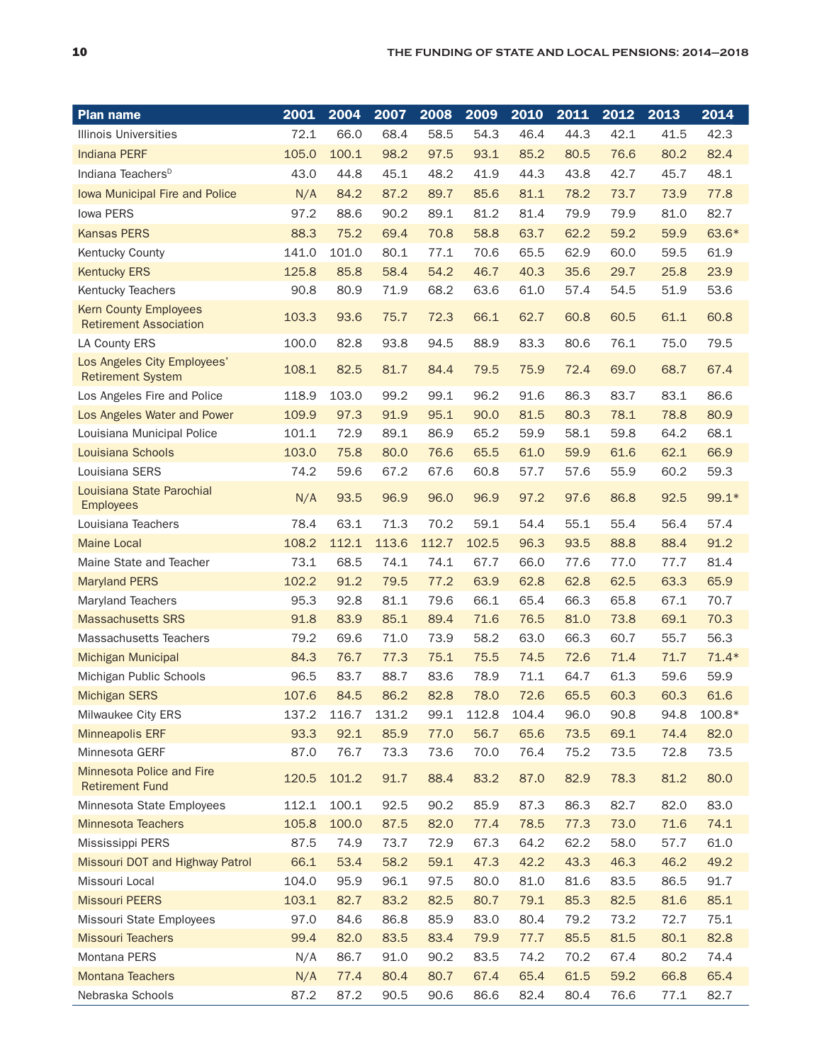| Plan name | 2001 | 2004 | 2007 | 2008 | 2009 | 2010 | 2011 | 2012 | 2013 | 2014 |
|---|---|---|---|---|---|---|---|---|---|---|
| Illinois Universities | 72.1 | 66.0 | 68.4 | 58.5 | 54.3 | 46.4 | 44.3 | 42.1 | 41.5 | 42.3 |
| Indiana PERF | 105.0 | 100.1 | 98.2 | 97.5 | 93.1 | 85.2 | 80.5 | 76.6 | 80.2 | 82.4 |
| Indiana Teachers[D] | 43.0 | 44.8 | 45.1 | 48.2 | 41.9 | 44.3 | 43.8 | 42.7 | 45.7 | 48.1 |
| Iowa Municipal Fire and Police | N/A | 84.2 | 87.2 | 89.7 | 85.6 | 81.1 | 78.2 | 73.7 | 73.9 | 77.8 |
| Iowa PERS | 97.2 | 88.6 | 90.2 | 89.1 | 81.2 | 81.4 | 79.9 | 79.9 | 81.0 | 82.7 |
| Kansas PERS | 88.3 | 75.2 | 69.4 | 70.8 | 58.8 | 63.7 | 62.2 | 59.2 | 59.9 | 63.6* |
| Kentucky County | 141.0 | 101.0 | 80.1 | 77.1 | 70.6 | 65.5 | 62.9 | 60.0 | 59.5 | 61.9 |
| Kentucky ERS | 125.8 | 85.8 | 58.4 | 54.2 | 46.7 | 40.3 | 35.6 | 29.7 | 25.8 | 23.9 |
| Kentucky Teachers | 90.8 | 80.9 | 71.9 | 68.2 | 63.6 | 61.0 | 57.4 | 54.5 | 51.9 | 53.6 |
| Kern County Employees Retirement Association | 103.3 | 93.6 | 75.7 | 72.3 | 66.1 | 62.7 | 60.8 | 60.5 | 61.1 | 60.8 |
| LA County ERS | 100.0 | 82.8 | 93.8 | 94.5 | 88.9 | 83.3 | 80.6 | 76.1 | 75.0 | 79.5 |
| Los Angeles City Employees' Retirement System | 108.1 | 82.5 | 81.7 | 84.4 | 79.5 | 75.9 | 72.4 | 69.0 | 68.7 | 67.4 |
| Los Angeles Fire and Police | 118.9 | 103.0 | 99.2 | 99.1 | 96.2 | 91.6 | 86.3 | 83.7 | 83.1 | 86.6 |
| Los Angeles Water and Power | 109.9 | 97.3 | 91.9 | 95.1 | 90.0 | 81.5 | 80.3 | 78.1 | 78.8 | 80.9 |
| Louisiana Municipal Police | 101.1 | 72.9 | 89.1 | 86.9 | 65.2 | 59.9 | 58.1 | 59.8 | 64.2 | 68.1 |
| Louisiana Schools | 103.0 | 75.8 | 80.0 | 76.6 | 65.5 | 61.0 | 59.9 | 61.6 | 62.1 | 66.9 |
| Louisiana SERS | 74.2 | 59.6 | 67.2 | 67.6 | 60.8 | 57.7 | 57.6 | 55.9 | 60.2 | 59.3 |
| Louisiana State Parochial Employees | N/A | 93.5 | 96.9 | 96.0 | 96.9 | 97.2 | 97.6 | 86.8 | 92.5 | 99.1* |
| Louisiana Teachers | 78.4 | 63.1 | 71.3 | 70.2 | 59.1 | 54.4 | 55.1 | 55.4 | 56.4 | 57.4 |
| Maine Local | 108.2 | 112.1 | 113.6 | 112.7 | 102.5 | 96.3 | 93.5 | 88.8 | 88.4 | 91.2 |
| Maine State and Teacher | 73.1 | 68.5 | 74.1 | 74.1 | 67.7 | 66.0 | 77.6 | 77.0 | 77.7 | 81.4 |
| Maryland PERS | 102.2 | 91.2 | 79.5 | 77.2 | 63.9 | 62.8 | 62.8 | 62.5 | 63.3 | 65.9 |
| Maryland Teachers | 95.3 | 92.8 | 81.1 | 79.6 | 66.1 | 65.4 | 66.3 | 65.8 | 67.1 | 70.7 |
| Massachusetts SRS | 91.8 | 83.9 | 85.1 | 89.4 | 71.6 | 76.5 | 81.0 | 73.8 | 69.1 | 70.3 |
| Massachusetts Teachers | 79.2 | 69.6 | 71.0 | 73.9 | 58.2 | 63.0 | 66.3 | 60.7 | 55.7 | 56.3 |
| Michigan Municipal | 84.3 | 76.7 | 77.3 | 75.1 | 75.5 | 74.5 | 72.6 | 71.4 | 71.7 | 71.4* |
| Michigan Public Schools | 96.5 | 83.7 | 88.7 | 83.6 | 78.9 | 71.1 | 64.7 | 61.3 | 59.6 | 59.9 |
| Michigan SERS | 107.6 | 84.5 | 86.2 | 82.8 | 78.0 | 72.6 | 65.5 | 60.3 | 60.3 | 61.6 |
| Milwaukee City ERS | 137.2 | 116.7 | 131.2 | 99.1 | 112.8 | 104.4 | 96.0 | 90.8 | 94.8 | 100.8* |
| Minneapolis ERF | 93.3 | 92.1 | 85.9 | 77.0 | 56.7 | 65.6 | 73.5 | 69.1 | 74.4 | 82.0 |
| Minnesota GERF | 87.0 | 76.7 | 73.3 | 73.6 | 70.0 | 76.4 | 75.2 | 73.5 | 72.8 | 73.5 |
| Minnesota Police and Fire Retirement Fund | 120.5 | 101.2 | 91.7 | 88.4 | 83.2 | 87.0 | 82.9 | 78.3 | 81.2 | 80.0 |
| Minnesota State Employees | 112.1 | 100.1 | 92.5 | 90.2 | 85.9 | 87.3 | 86.3 | 82.7 | 82.0 | 83.0 |
| Minnesota Teachers | 105.8 | 100.0 | 87.5 | 82.0 | 77.4 | 78.5 | 77.3 | 73.0 | 71.6 | 74.1 |
| Mississippi PERS | 87.5 | 74.9 | 73.7 | 72.9 | 67.3 | 64.2 | 62.2 | 58.0 | 57.7 | 61.0 |
| Missouri DOT and Highway Patrol | 66.1 | 53.4 | 58.2 | 59.1 | 47.3 | 42.2 | 43.3 | 46.3 | 46.2 | 49.2 |
| Missouri Local | 104.0 | 95.9 | 96.1 | 97.5 | 80.0 | 81.0 | 81.6 | 83.5 | 86.5 | 91.7 |
| Missouri PEERS | 103.1 | 82.7 | 83.2 | 82.5 | 80.7 | 79.1 | 85.3 | 82.5 | 81.6 | 85.1 |
| Missouri State Employees | 97.0 | 84.6 | 86.8 | 85.9 | 83.0 | 80.4 | 79.2 | 73.2 | 72.7 | 75.1 |
| Missouri Teachers | 99.4 | 82.0 | 83.5 | 83.4 | 79.9 | 77.7 | 85.5 | 81.5 | 80.1 | 82.8 |
| Montana PERS | N/A | 86.7 | 91.0 | 90.2 | 83.5 | 74.2 | 70.2 | 67.4 | 80.2 | 74.4 |
| Montana Teachers | N/A | 77.4 | 80.4 | 80.7 | 67.4 | 65.4 | 61.5 | 59.2 | 66.8 | 65.4 |
| Nebraska Schools | 87.2 | 87.2 | 90.5 | 90.6 | 86.6 | 82.4 | 80.4 | 76.6 | 77.1 | 82.7 |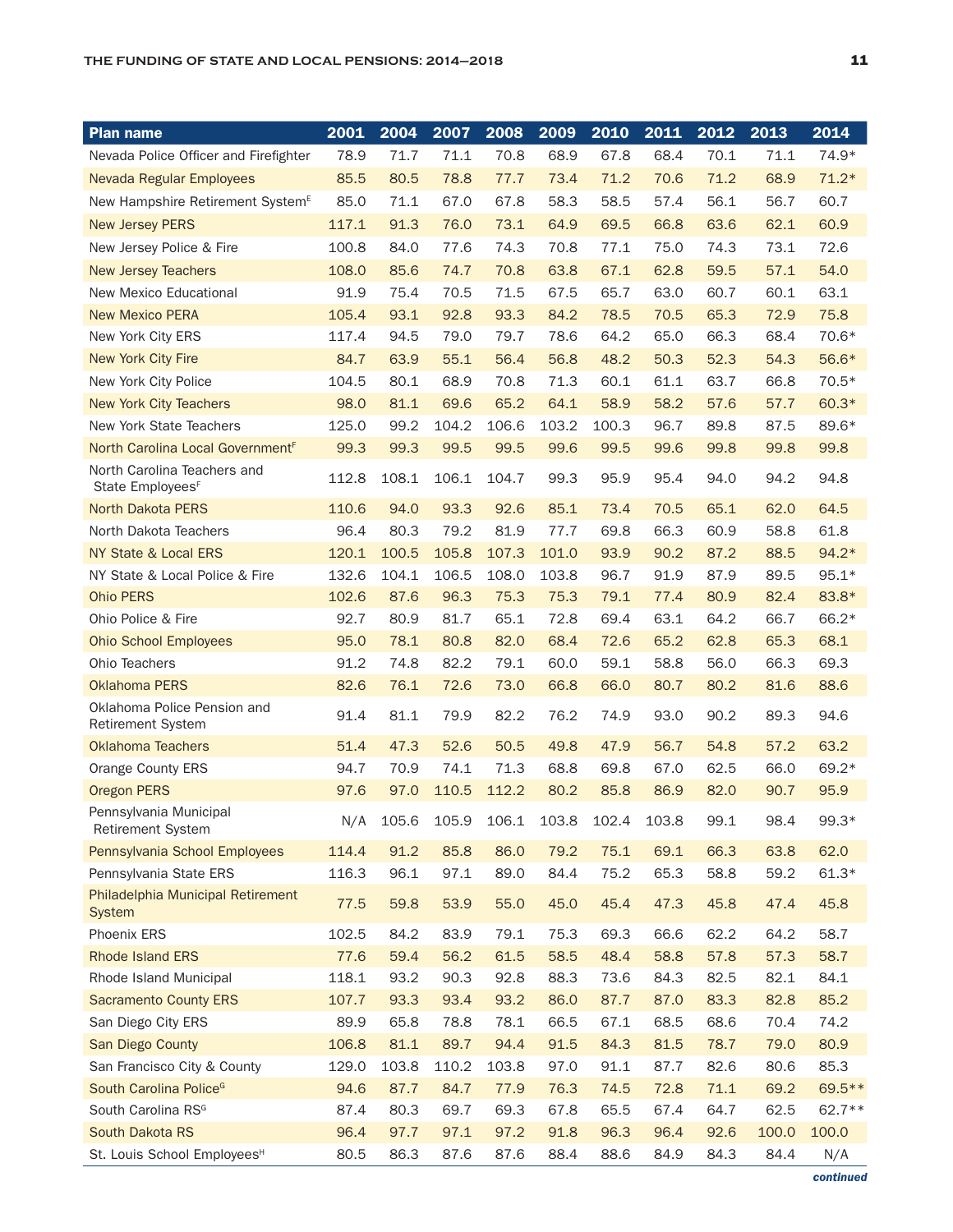| Plan name | 2001 | 2004 | 2007 | 2008 | 2009 | 2010 | 2011 | 2012 | 2013 | 2014 |
|---|---|---|---|---|---|---|---|---|---|---|
| Nevada Police Officer and Firefighter | 78.9 | 71.7 | 71.1 | 70.8 | 68.9 | 67.8 | 68.4 | 70.1 | 71.1 | 74.9* |
| Nevada Regular Employees | 85.5 | 80.5 | 78.8 | 77.7 | 73.4 | 71.2 | 70.6 | 71.2 | 68.9 | 71.2* |
| New Hampshire Retirement System[E] | 85.0 | 71.1 | 67.0 | 67.8 | 58.3 | 58.5 | 57.4 | 56.1 | 56.7 | 60.7 |
| New Jersey PERS | 117.1 | 91.3 | 76.0 | 73.1 | 64.9 | 69.5 | 66.8 | 63.6 | 62.1 | 60.9 |
| New Jersey Police & Fire | 100.8 | 84.0 | 77.6 | 74.3 | 70.8 | 77.1 | 75.0 | 74.3 | 73.1 | 72.6 |
| New Jersey Teachers | 108.0 | 85.6 | 74.7 | 70.8 | 63.8 | 67.1 | 62.8 | 59.5 | 57.1 | 54.0 |
| New Mexico Educational | 91.9 | 75.4 | 70.5 | 71.5 | 67.5 | 65.7 | 63.0 | 60.7 | 60.1 | 63.1 |
| New Mexico PERA | 105.4 | 93.1 | 92.8 | 93.3 | 84.2 | 78.5 | 70.5 | 65.3 | 72.9 | 75.8 |
| New York City ERS | 117.4 | 94.5 | 79.0 | 79.7 | 78.6 | 64.2 | 65.0 | 66.3 | 68.4 | 70.6* |
| New York City Fire | 84.7 | 63.9 | 55.1 | 56.4 | 56.8 | 48.2 | 50.3 | 52.3 | 54.3 | 56.6* |
| New York City Police | 104.5 | 80.1 | 68.9 | 70.8 | 71.3 | 60.1 | 61.1 | 63.7 | 66.8 | 70.5* |
| New York City Teachers | 98.0 | 81.1 | 69.6 | 65.2 | 64.1 | 58.9 | 58.2 | 57.6 | 57.7 | 60.3* |
| New York State Teachers | 125.0 | 99.2 | 104.2 | 106.6 | 103.2 | 100.3 | 96.7 | 89.8 | 87.5 | 89.6* |
| North Carolina Local Government[F] | 99.3 | 99.3 | 99.5 | 99.5 | 99.6 | 99.5 | 99.6 | 99.8 | 99.8 | 99.8 |
| North Carolina Teachers and State Employees[F] | 112.8 | 108.1 | 106.1 | 104.7 | 99.3 | 95.9 | 95.4 | 94.0 | 94.2 | 94.8 |
| North Dakota PERS | 110.6 | 94.0 | 93.3 | 92.6 | 85.1 | 73.4 | 70.5 | 65.1 | 62.0 | 64.5 |
| North Dakota Teachers | 96.4 | 80.3 | 79.2 | 81.9 | 77.7 | 69.8 | 66.3 | 60.9 | 58.8 | 61.8 |
| NY State & Local ERS | 120.1 | 100.5 | 105.8 | 107.3 | 101.0 | 93.9 | 90.2 | 87.2 | 88.5 | 94.2* |
| NY State & Local Police & Fire | 132.6 | 104.1 | 106.5 | 108.0 | 103.8 | 96.7 | 91.9 | 87.9 | 89.5 | 95.1* |
| Ohio PERS | 102.6 | 87.6 | 96.3 | 75.3 | 75.3 | 79.1 | 77.4 | 80.9 | 82.4 | 83.8* |
| Ohio Police & Fire | 92.7 | 80.9 | 81.7 | 65.1 | 72.8 | 69.4 | 63.1 | 64.2 | 66.7 | 66.2* |
| Ohio School Employees | 95.0 | 78.1 | 80.8 | 82.0 | 68.4 | 72.6 | 65.2 | 62.8 | 65.3 | 68.1 |
| Ohio Teachers | 91.2 | 74.8 | 82.2 | 79.1 | 60.0 | 59.1 | 58.8 | 56.0 | 66.3 | 69.3 |
| Oklahoma PERS | 82.6 | 76.1 | 72.6 | 73.0 | 66.8 | 66.0 | 80.7 | 80.2 | 81.6 | 88.6 |
| Oklahoma Police Pension and Retirement System | 91.4 | 81.1 | 79.9 | 82.2 | 76.2 | 74.9 | 93.0 | 90.2 | 89.3 | 94.6 |
| Oklahoma Teachers | 51.4 | 47.3 | 52.6 | 50.5 | 49.8 | 47.9 | 56.7 | 54.8 | 57.2 | 63.2 |
| Orange County ERS | 94.7 | 70.9 | 74.1 | 71.3 | 68.8 | 69.8 | 67.0 | 62.5 | 66.0 | 69.2* |
| Oregon PERS | 97.6 | 97.0 | 110.5 | 112.2 | 80.2 | 85.8 | 86.9 | 82.0 | 90.7 | 95.9 |
| Pennsylvania Municipal Retirement System | N/A | 105.6 | 105.9 | 106.1 | 103.8 | 102.4 | 103.8 | 99.1 | 98.4 | 99.3* |
| Pennsylvania School Employees | 114.4 | 91.2 | 85.8 | 86.0 | 79.2 | 75.1 | 69.1 | 66.3 | 63.8 | 62.0 |
| Pennsylvania State ERS | 116.3 | 96.1 | 97.1 | 89.0 | 84.4 | 75.2 | 65.3 | 58.8 | 59.2 | 61.3* |
| Philadelphia Municipal Retirement System | 77.5 | 59.8 | 53.9 | 55.0 | 45.0 | 45.4 | 47.3 | 45.8 | 47.4 | 45.8 |
| Phoenix ERS | 102.5 | 84.2 | 83.9 | 79.1 | 75.3 | 69.3 | 66.6 | 62.2 | 64.2 | 58.7 |
| Rhode Island ERS | 77.6 | 59.4 | 56.2 | 61.5 | 58.5 | 48.4 | 58.8 | 57.8 | 57.3 | 58.7 |
| Rhode Island Municipal | 118.1 | 93.2 | 90.3 | 92.8 | 88.3 | 73.6 | 84.3 | 82.5 | 82.1 | 84.1 |
| Sacramento County ERS | 107.7 | 93.3 | 93.4 | 93.2 | 86.0 | 87.7 | 87.0 | 83.3 | 82.8 | 85.2 |
| San Diego City ERS | 89.9 | 65.8 | 78.8 | 78.1 | 66.5 | 67.1 | 68.5 | 68.6 | 70.4 | 74.2 |
| San Diego County | 106.8 | 81.1 | 89.7 | 94.4 | 91.5 | 84.3 | 81.5 | 78.7 | 79.0 | 80.9 |
| San Francisco City & County | 129.0 | 103.8 | 110.2 | 103.8 | 97.0 | 91.1 | 87.7 | 82.6 | 80.6 | 85.3 |
| South Carolina Police[G] | 94.6 | 87.7 | 84.7 | 77.9 | 76.3 | 74.5 | 72.8 | 71.1 | 69.2 | 69.5** |
| South Carolina RS[G] | 87.4 | 80.3 | 69.7 | 69.3 | 67.8 | 65.5 | 67.4 | 64.7 | 62.5 | 62.7** |
| South Dakota RS | 96.4 | 97.7 | 97.1 | 97.2 | 91.8 | 96.3 | 96.4 | 92.6 | 100.0 | 100.0 |
| St. Louis School Employees[H] | 80.5 | 86.3 | 87.6 | 87.6 | 88.4 | 88.6 | 84.9 | 84.3 | 84.4 | N/A |

*continued*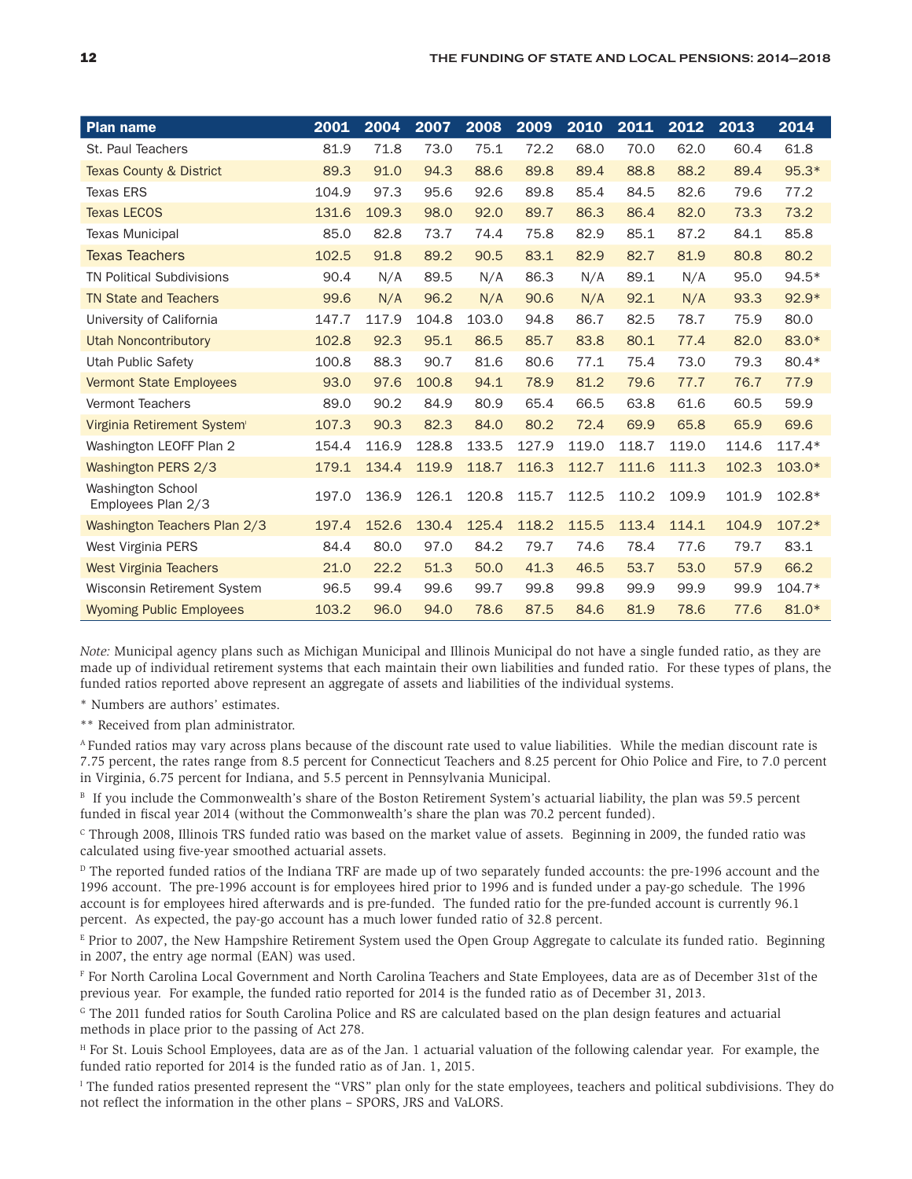| Plan name | 2001 | 2004 | 2007 | 2008 | 2009 | 2010 | 2011 | 2012 | 2013 | 2014 |
|---|---|---|---|---|---|---|---|---|---|---|
| St. Paul Teachers | 81.9 | 71.8 | 73.0 | 75.1 | 72.2 | 68.0 | 70.0 | 62.0 | 60.4 | 61.8 |
| Texas County & District | 89.3 | 91.0 | 94.3 | 88.6 | 89.8 | 89.4 | 88.8 | 88.2 | 89.4 | 95.3* |
| Texas ERS | 104.9 | 97.3 | 95.6 | 92.6 | 89.8 | 85.4 | 84.5 | 82.6 | 79.6 | 77.2 |
| Texas LECOS | 131.6 | 109.3 | 98.0 | 92.0 | 89.7 | 86.3 | 86.4 | 82.0 | 73.3 | 73.2 |
| Texas Municipal | 85.0 | 82.8 | 73.7 | 74.4 | 75.8 | 82.9 | 85.1 | 87.2 | 84.1 | 85.8 |
| Texas Teachers | 102.5 | 91.8 | 89.2 | 90.5 | 83.1 | 82.9 | 82.7 | 81.9 | 80.8 | 80.2 |
| TN Political Subdivisions | 90.4 | N/A | 89.5 | N/A | 86.3 | N/A | 89.1 | N/A | 95.0 | 94.5* |
| TN State and Teachers | 99.6 | N/A | 96.2 | N/A | 90.6 | N/A | 92.1 | N/A | 93.3 | 92.9* |
| University of California | 147.7 | 117.9 | 104.8 | 103.0 | 94.8 | 86.7 | 82.5 | 78.7 | 75.9 | 80.0 |
| Utah Noncontributory | 102.8 | 92.3 | 95.1 | 86.5 | 85.7 | 83.8 | 80.1 | 77.4 | 82.0 | 83.0* |
| Utah Public Safety | 100.8 | 88.3 | 90.7 | 81.6 | 80.6 | 77.1 | 75.4 | 73.0 | 79.3 | 80.4* |
| Vermont State Employees | 93.0 | 97.6 | 100.8 | 94.1 | 78.9 | 81.2 | 79.6 | 77.7 | 76.7 | 77.9 |
| Vermont Teachers | 89.0 | 90.2 | 84.9 | 80.9 | 65.4 | 66.5 | 63.8 | 61.6 | 60.5 | 59.9 |
| Virginia Retirement System[I] | 107.3 | 90.3 | 82.3 | 84.0 | 80.2 | 72.4 | 69.9 | 65.8 | 65.9 | 69.6 |
| Washington LEOFF Plan 2 | 154.4 | 116.9 | 128.8 | 133.5 | 127.9 | 119.0 | 118.7 | 119.0 | 114.6 | 117.4* |
| Washington PERS 2/3 | 179.1 | 134.4 | 119.9 | 118.7 | 116.3 | 112.7 | 111.6 | 111.3 | 102.3 | 103.0* |
| Washington School Employees Plan 2/3 | 197.0 | 136.9 | 126.1 | 120.8 | 115.7 | 112.5 | 110.2 | 109.9 | 101.9 | 102.8* |
| Washington Teachers Plan 2/3 | 197.4 | 152.6 | 130.4 | 125.4 | 118.2 | 115.5 | 113.4 | 114.1 | 104.9 | 107.2* |
| West Virginia PERS | 84.4 | 80.0 | 97.0 | 84.2 | 79.7 | 74.6 | 78.4 | 77.6 | 79.7 | 83.1 |
| West Virginia Teachers | 21.0 | 22.2 | 51.3 | 50.0 | 41.3 | 46.5 | 53.7 | 53.0 | 57.9 | 66.2 |
| Wisconsin Retirement System | 96.5 | 99.4 | 99.6 | 99.7 | 99.8 | 99.8 | 99.9 | 99.9 | 99.9 | 104.7* |
| Wyoming Public Employees | 103.2 | 96.0 | 94.0 | 78.6 | 87.5 | 84.6 | 81.9 | 78.6 | 77.6 | 81.0* |

*Note:* Municipal agency plans such as Michigan Municipal and Illinois Municipal do not have a single funded ratio, as they are made up of individual retirement systems that each maintain their own liabilities and funded ratio. For these types of plans, the funded ratios reported above represent an aggregate of assets and liabilities of the individual systems.

\* Numbers are authors' estimates.

\*\* Received from plan administrator.

[A] Funded ratios may vary across plans because of the discount rate used to value liabilities. While the median discount rate is 7.75 percent, the rates range from 8.5 percent for Connecticut Teachers and 8.25 percent for Ohio Police and Fire, to 7.0 percent in Virginia, 6.75 percent for Indiana, and 5.5 percent in Pennsylvania Municipal.

[B] If you include the Commonwealth's share of the Boston Retirement System's actuarial liability, the plan was 59.5 percent funded in fiscal year 2014 (without the Commonwealth's share the plan was 70.2 percent funded).

[C] Through 2008, Illinois TRS funded ratio was based on the market value of assets. Beginning in 2009, the funded ratio was calculated using five-year smoothed actuarial assets.

[D] The reported funded ratios of the Indiana TRF are made up of two separately funded accounts: the pre-1996 account and the 1996 account. The pre-1996 account is for employees hired prior to 1996 and is funded under a pay-go schedule. The 1996 account is for employees hired afterwards and is pre-funded. The funded ratio for the pre-funded account is currently 96.1 percent. As expected, the pay-go account has a much lower funded ratio of 32.8 percent.

[E] Prior to 2007, the New Hampshire Retirement System used the Open Group Aggregate to calculate its funded ratio. Beginning in 2007, the entry age normal (EAN) was used.

[F] For North Carolina Local Government and North Carolina Teachers and State Employees, data are as of December 31st of the previous year. For example, the funded ratio reported for 2014 is the funded ratio as of December 31, 2013.

[G] The 2011 funded ratios for South Carolina Police and RS are calculated based on the plan design features and actuarial methods in place prior to the passing of Act 278.

[H] For St. Louis School Employees, data are as of the Jan. 1 actuarial valuation of the following calendar year. For example, the funded ratio reported for 2014 is the funded ratio as of Jan. 1, 2015.

[I] The funded ratios presented represent the "VRS" plan only for the state employees, teachers and political subdivisions. They do not reflect the information in the other plans – SPORS, JRS and VaLORS.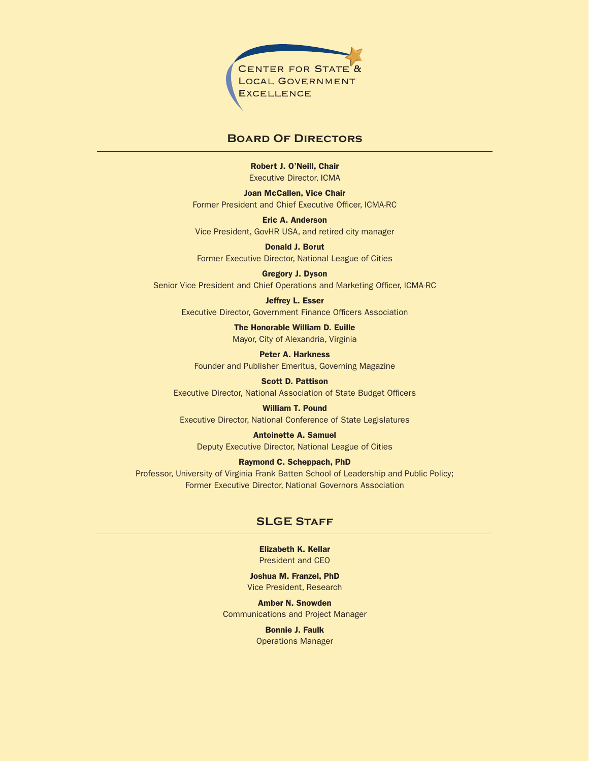Center for State & Local Government Excellence

## Board Of Directors

**Robert J. O'Neill, Chair**
Executive Director, ICMA

**Joan McCallen, Vice Chair**
Former President and Chief Executive Officer, ICMA-RC

**Eric A. Anderson**
Vice President, GovHR USA, and retired city manager

**Donald J. Borut**
Former Executive Director, National League of Cities

**Gregory J. Dyson**
Senior Vice President and Chief Operations and Marketing Officer, ICMA-RC

**Jeffrey L. Esser**
Executive Director, Government Finance Officers Association

**The Honorable William D. Euille**
Mayor, City of Alexandria, Virginia

**Peter A. Harkness**
Founder and Publisher Emeritus, Governing Magazine

**Scott D. Pattison**
Executive Director, National Association of State Budget Officers

**William T. Pound**
Executive Director, National Conference of State Legislatures

**Antoinette A. Samuel**
Deputy Executive Director, National League of Cities

**Raymond C. Scheppach, PhD**
Professor, University of Virginia Frank Batten School of Leadership and Public Policy;
Former Executive Director, National Governors Association

## SLGE Staff

**Elizabeth K. Kellar**
President and CEO

**Joshua M. Franzel, PhD**
Vice President, Research

**Amber N. Snowden**
Communications and Project Manager

**Bonnie J. Faulk**
Operations Manager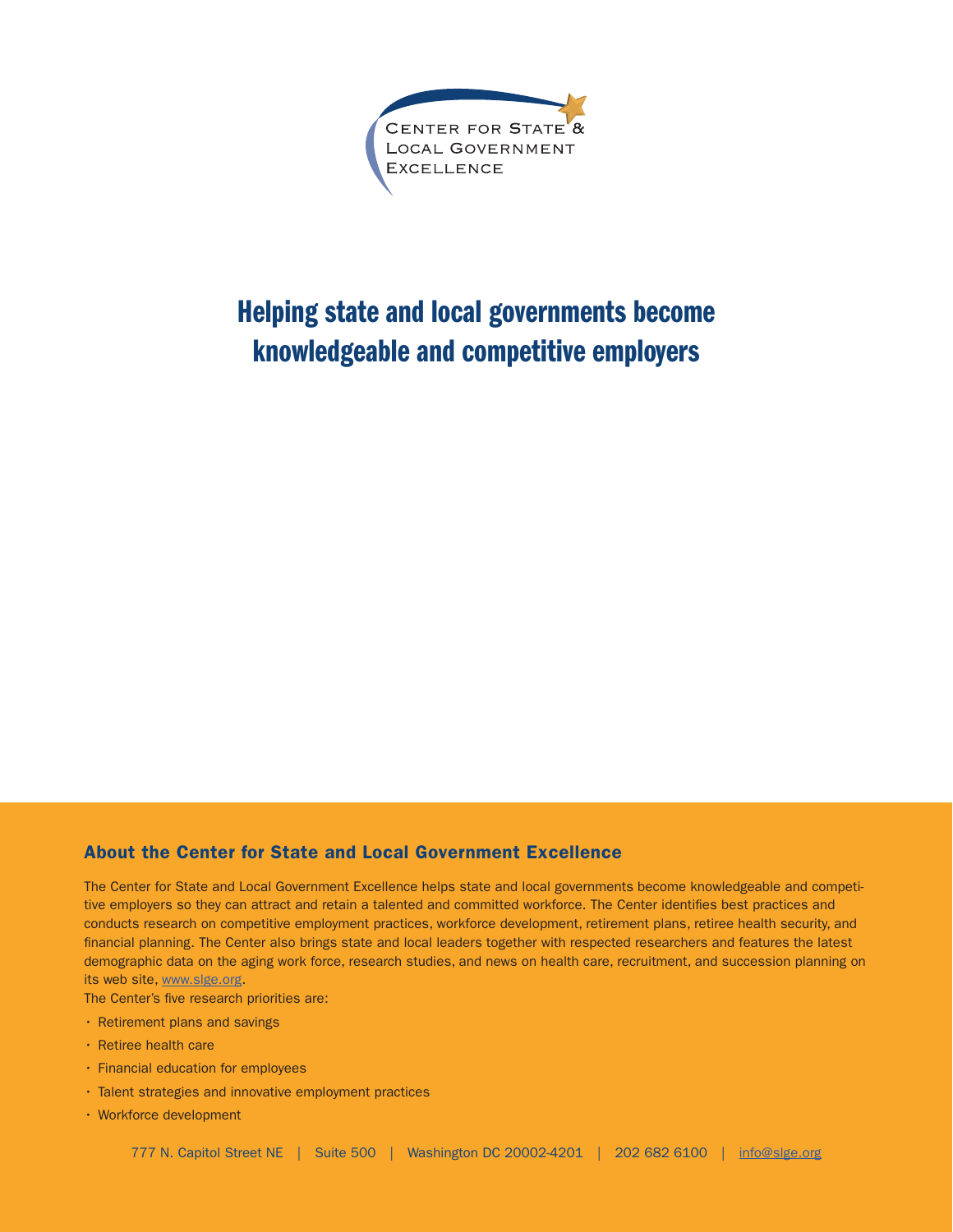Center for State & Local Government Excellence

# Helping state and local governments become knowledgeable and competitive employers

## About the Center for State and Local Government Excellence

The Center for State and Local Government Excellence helps state and local governments become knowledgeable and competitive employers so they can attract and retain a talented and committed workforce. The Center identifies best practices and conducts research on competitive employment practices, workforce development, retirement plans, retiree health security, and financial planning. The Center also brings state and local leaders together with respected researchers and features the latest demographic data on the aging work force, research studies, and news on health care, recruitment, and succession planning on its web site, www.slge.org.

The Center's five research priorities are:

- Retirement plans and savings
- Retiree health care
- Financial education for employees
- Talent strategies and innovative employment practices
- Workforce development

777 N. Capitol Street NE | Suite 500 | Washington DC 20002-4201 | 202 682 6100 | info@slge.org